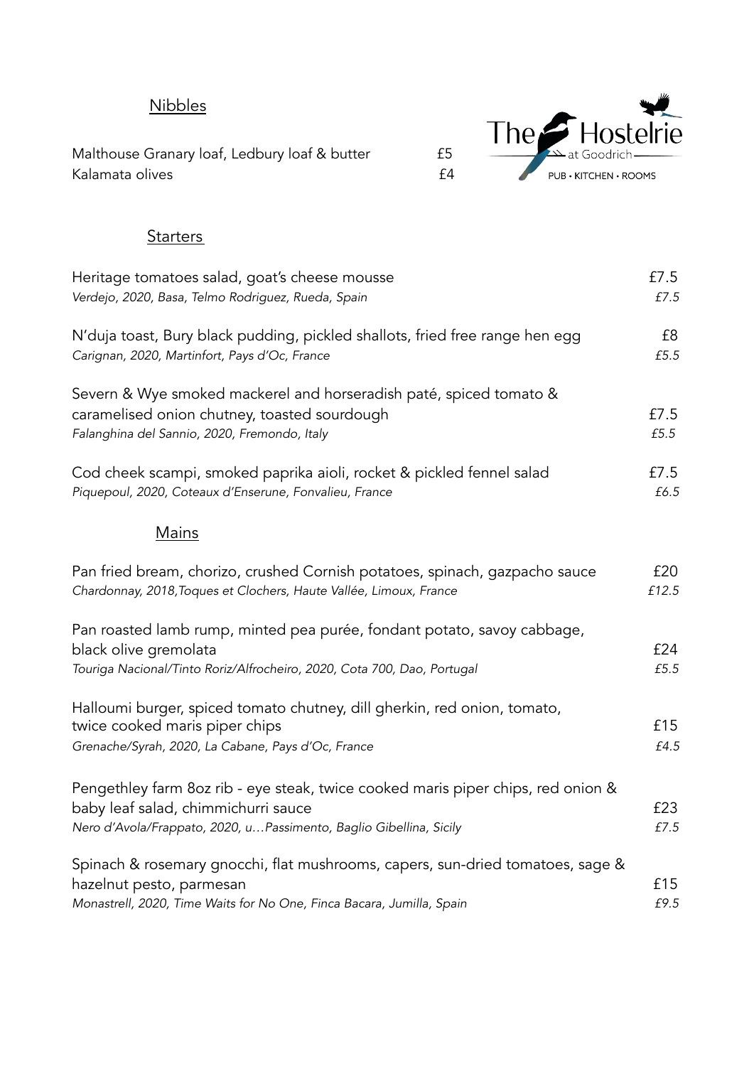The Hostelrie at Goodrich
PUB • KITCHEN • ROOMS

## Nibbles

Malthouse Granary loaf, Ledbury loaf & butter — £5
Kalamata olives — £4

## Starters

Heritage tomatoes salad, goat's cheese mousse — £7.5
*Verdejo, 2020, Basa, Telmo Rodriguez, Rueda, Spain — £7.5*

N'duja toast, Bury black pudding, pickled shallots, fried free range hen egg — £8
*Carignan, 2020, Martinfort, Pays d'Oc, France — £5.5*

Severn & Wye smoked mackerel and horseradish paté, spiced tomato & caramelised onion chutney, toasted sourdough — £7.5
*Falanghina del Sannio, 2020, Fremondo, Italy — £5.5*

Cod cheek scampi, smoked paprika aioli, rocket & pickled fennel salad — £7.5
*Piquepoul, 2020, Coteaux d'Enserune, Fonvalieu, France — £6.5*

## Mains

Pan fried bream, chorizo, crushed Cornish potatoes, spinach, gazpacho sauce — £20
*Chardonnay, 2018, Toques et Clochers, Haute Vallée, Limoux, France — £12.5*

Pan roasted lamb rump, minted pea purée, fondant potato, savoy cabbage, black olive gremolata — £24
*Touriga Nacional/Tinto Roriz/Alfrocheiro, 2020, Cota 700, Dao, Portugal — £5.5*

Halloumi burger, spiced tomato chutney, dill gherkin, red onion, tomato, twice cooked maris piper chips — £15
*Grenache/Syrah, 2020, La Cabane, Pays d'Oc, France — £4.5*

Pengethley farm 8oz rib - eye steak, twice cooked maris piper chips, red onion & baby leaf salad, chimmichurri sauce — £23
*Nero d'Avola/Frappato, 2020, u…Passimento, Baglio Gibellina, Sicily — £7.5*

Spinach & rosemary gnocchi, flat mushrooms, capers, sun-dried tomatoes, sage & hazelnut pesto, parmesan — £15
*Monastrell, 2020, Time Waits for No One, Finca Bacara, Jumilla, Spain — £9.5*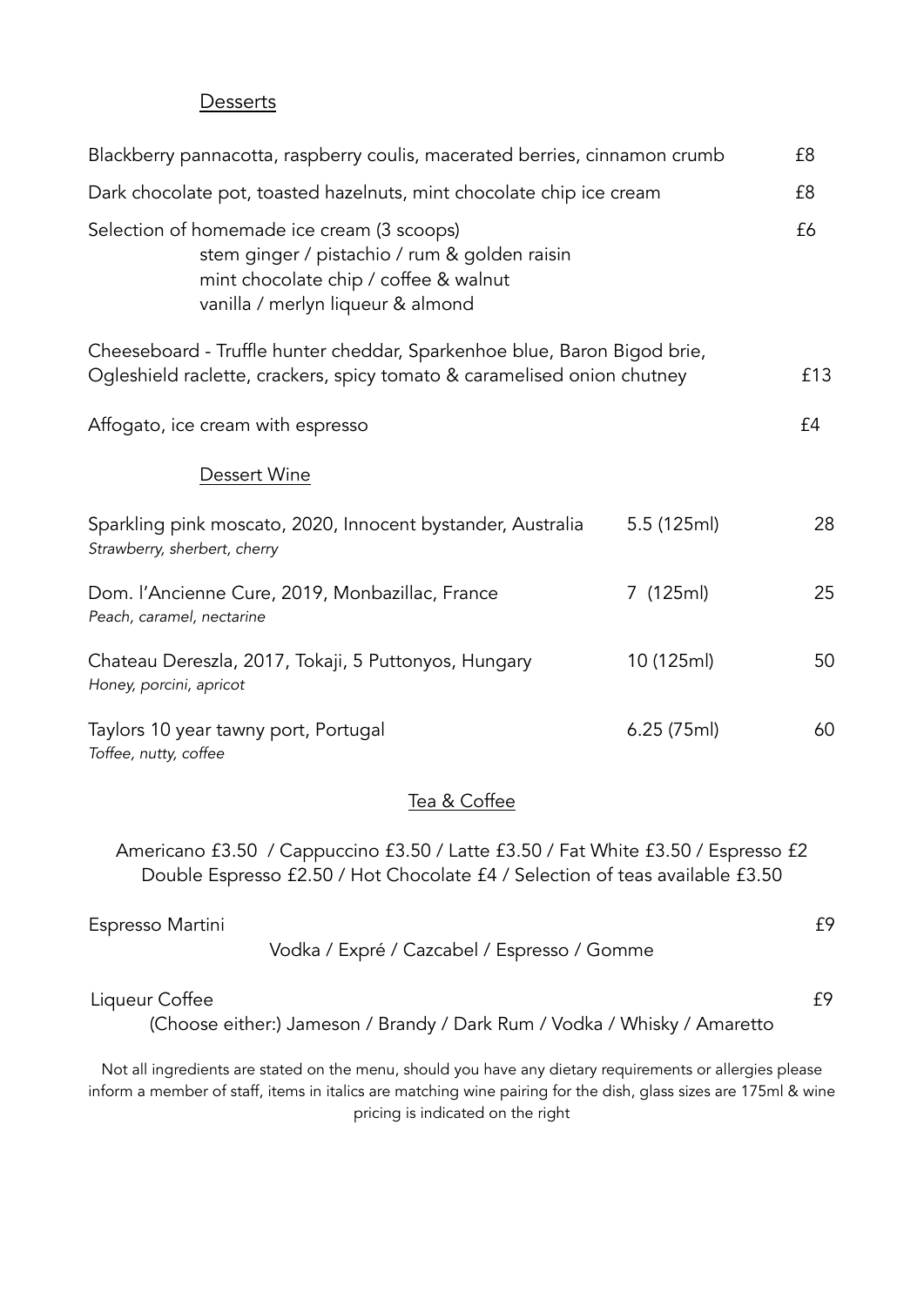## Desserts

Blackberry pannacotta, raspberry coulis, macerated berries, cinnamon crumb £8

Dark chocolate pot, toasted hazelnuts, mint chocolate chip ice cream £8

Selection of homemade ice cream (3 scoops) £6
stem ginger / pistachio / rum & golden raisin
mint chocolate chip / coffee & walnut
vanilla / merlyn liqueur & almond

Cheeseboard - Truffle hunter cheddar, Sparkenhoe blue, Baron Bigod brie, Ogleshield raclette, crackers, spicy tomato & caramelised onion chutney £13

Affogato, ice cream with espresso £4

## Dessert Wine

| | | |
|---|---|---|
| Sparkling pink moscato, 2020, Innocent bystander, Australia<br>*Strawberry, sherbert, cherry* | 5.5 (125ml) | 28 |
| Dom. l'Ancienne Cure, 2019, Monbazillac, France<br>*Peach, caramel, nectarine* | 7 (125ml) | 25 |
| Chateau Dereszla, 2017, Tokaji, 5 Puttonyos, Hungary<br>*Honey, porcini, apricot* | 10 (125ml) | 50 |
| Taylors 10 year tawny port, Portugal<br>*Toffee, nutty, coffee* | 6.25 (75ml) | 60 |

## Tea & Coffee

Americano £3.50 / Cappuccino £3.50 / Latte £3.50 / Fat White £3.50 / Espresso £2
Double Espresso £2.50 / Hot Chocolate £4 / Selection of teas available £3.50

Espresso Martini £9
Vodka / Expré / Cazcabel / Espresso / Gomme

Liqueur Coffee £9
(Choose either:) Jameson / Brandy / Dark Rum / Vodka / Whisky / Amaretto

Not all ingredients are stated on the menu, should you have any dietary requirements or allergies please inform a member of staff, items in italics are matching wine pairing for the dish, glass sizes are 175ml & wine pricing is indicated on the right